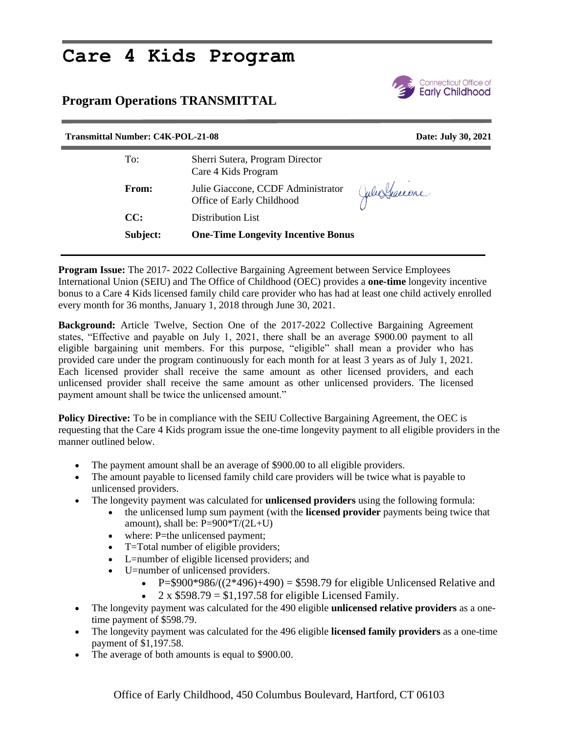# Care 4 Kids Program

## Program Operations TRANSMITTAL

**Transmittal Number: C4K-POL-21-08** **Date: July 30, 2021**

| | |
|---|---|
| To: | Sherri Sutera, Program Director<br>Care 4 Kids Program |
| **From:** | Julie Giaccone, CCDF Administrator<br>Office of Early Childhood |
| **CC:** | Distribution List |
| **Subject:** | **One-Time Longevity Incentive Bonus** |

**Program Issue:** The 2017- 2022 Collective Bargaining Agreement between Service Employees International Union (SEIU) and The Office of Childhood (OEC) provides a **one-time** longevity incentive bonus to a Care 4 Kids licensed family child care provider who has had at least one child actively enrolled every month for 36 months, January 1, 2018 through June 30, 2021.

**Background:** Article Twelve, Section One of the 2017-2022 Collective Bargaining Agreement states, "Effective and payable on July 1, 2021, there shall be an average $900.00 payment to all eligible bargaining unit members. For this purpose, "eligible" shall mean a provider who has provided care under the program continuously for each month for at least 3 years as of July 1, 2021. Each licensed provider shall receive the same amount as other licensed providers, and each unlicensed provider shall receive the same amount as other unlicensed providers. The licensed payment amount shall be twice the unlicensed amount."

**Policy Directive:** To be in compliance with the SEIU Collective Bargaining Agreement, the OEC is requesting that the Care 4 Kids program issue the one-time longevity payment to all eligible providers in the manner outlined below.

- The payment amount shall be an average of $900.00 to all eligible providers.
- The amount payable to licensed family child care providers will be twice what is payable to unlicensed providers.
- The longevity payment was calculated for **unlicensed providers** using the following formula:
  - the unlicensed lump sum payment (with the **licensed provider** payments being twice that amount), shall be: P=900*T/(2L+U)
  - where: P=the unlicensed payment;
  - T=Total number of eligible providers;
  - L=number of eligible licensed providers; and
  - U=number of unlicensed providers.
    - P=$900*986/((2*496)+490) = $598.79 for eligible Unlicensed Relative and
    - 2 x $598.79 = $1,197.58 for eligible Licensed Family.
- The longevity payment was calculated for the 490 eligible **unlicensed relative providers** as a one-time payment of $598.79.
- The longevity payment was calculated for the 496 eligible **licensed family providers** as a one-time payment of $1,197.58.
- The average of both amounts is equal to $900.00.

Office of Early Childhood, 450 Columbus Boulevard, Hartford, CT 06103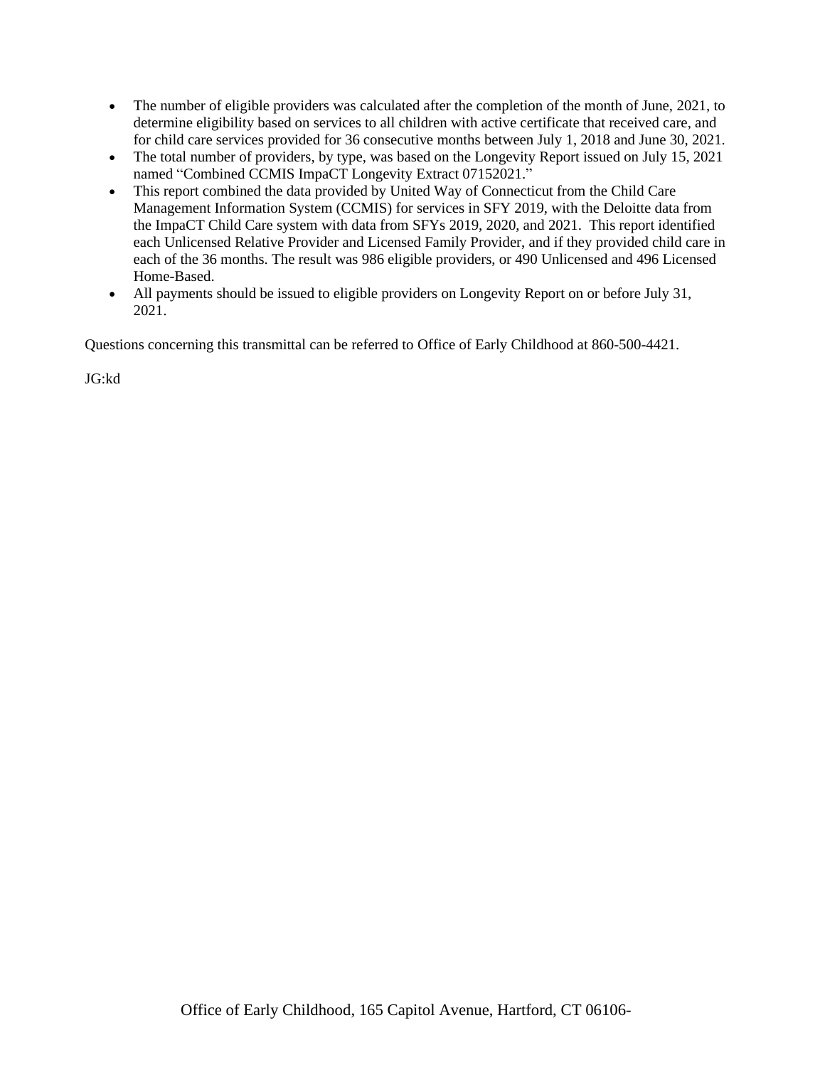- The number of eligible providers was calculated after the completion of the month of June, 2021, to determine eligibility based on services to all children with active certificate that received care, and for child care services provided for 36 consecutive months between July 1, 2018 and June 30, 2021.
- The total number of providers, by type, was based on the Longevity Report issued on July 15, 2021 named "Combined CCMIS ImpaCT Longevity Extract 07152021."
- This report combined the data provided by United Way of Connecticut from the Child Care Management Information System (CCMIS) for services in SFY 2019, with the Deloitte data from the ImpaCT Child Care system with data from SFYs 2019, 2020, and 2021. This report identified each Unlicensed Relative Provider and Licensed Family Provider, and if they provided child care in each of the 36 months. The result was 986 eligible providers, or 490 Unlicensed and 496 Licensed Home-Based.
- All payments should be issued to eligible providers on Longevity Report on or before July 31, 2021.

Questions concerning this transmittal can be referred to Office of Early Childhood at 860-500-4421.

JG:kd